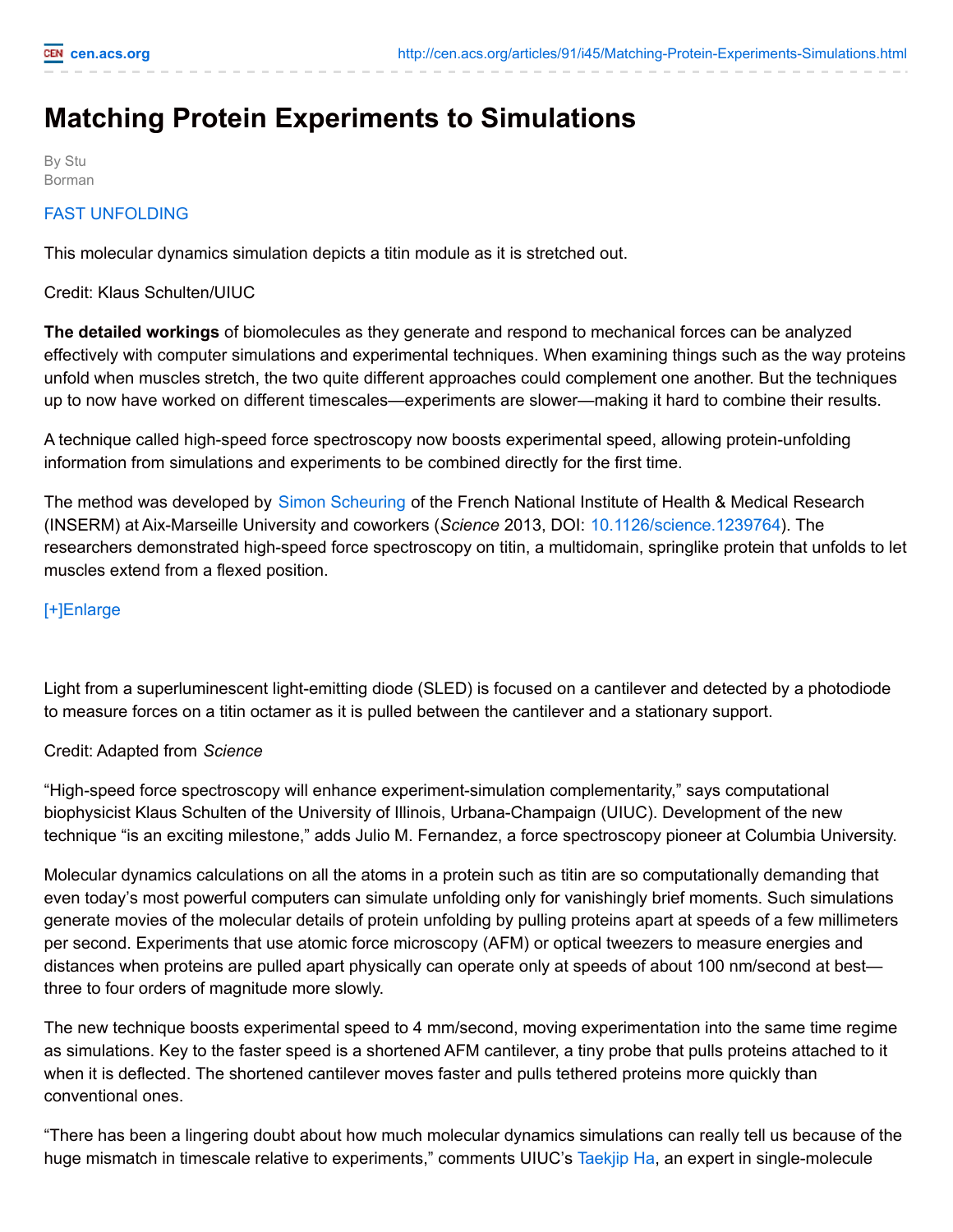# Matching Protein Experiments to Simulations

By Stu Borman

FAST UNFOLDING

This molecular dynamics simulation depicts a titin module as it is stretched out.

Credit: Klaus Schulten/UIUC

**The detailed workings** of biomolecules as they generate and respond to mechanical forces can be analyzed effectively with computer simulations and experimental techniques. When examining things such as the way proteins unfold when muscles stretch, the two quite different approaches could complement one another. But the techniques up to now have worked on different timescales—experiments are slower—making it hard to combine their results.

A technique called high-speed force spectroscopy now boosts experimental speed, allowing protein-unfolding information from simulations and experiments to be combined directly for the first time.

The method was developed by Simon Scheuring of the French National Institute of Health & Medical Research (INSERM) at Aix-Marseille University and coworkers (*Science* 2013, DOI: 10.1126/science.1239764). The researchers demonstrated high-speed force spectroscopy on titin, a multidomain, springlike protein that unfolds to let muscles extend from a flexed position.

[+]Enlarge

Light from a superluminescent light-emitting diode (SLED) is focused on a cantilever and detected by a photodiode to measure forces on a titin octamer as it is pulled between the cantilever and a stationary support.

Credit: Adapted from *Science*

"High-speed force spectroscopy will enhance experiment-simulation complementarity," says computational biophysicist Klaus Schulten of the University of Illinois, Urbana-Champaign (UIUC). Development of the new technique "is an exciting milestone," adds Julio M. Fernandez, a force spectroscopy pioneer at Columbia University.

Molecular dynamics calculations on all the atoms in a protein such as titin are so computationally demanding that even today's most powerful computers can simulate unfolding only for vanishingly brief moments. Such simulations generate movies of the molecular details of protein unfolding by pulling proteins apart at speeds of a few millimeters per second. Experiments that use atomic force microscopy (AFM) or optical tweezers to measure energies and distances when proteins are pulled apart physically can operate only at speeds of about 100 nm/second at best—three to four orders of magnitude more slowly.

The new technique boosts experimental speed to 4 mm/second, moving experimentation into the same time regime as simulations. Key to the faster speed is a shortened AFM cantilever, a tiny probe that pulls proteins attached to it when it is deflected. The shortened cantilever moves faster and pulls tethered proteins more quickly than conventional ones.

"There has been a lingering doubt about how much molecular dynamics simulations can really tell us because of the huge mismatch in timescale relative to experiments," comments UIUC's Taekjip Ha, an expert in single-molecule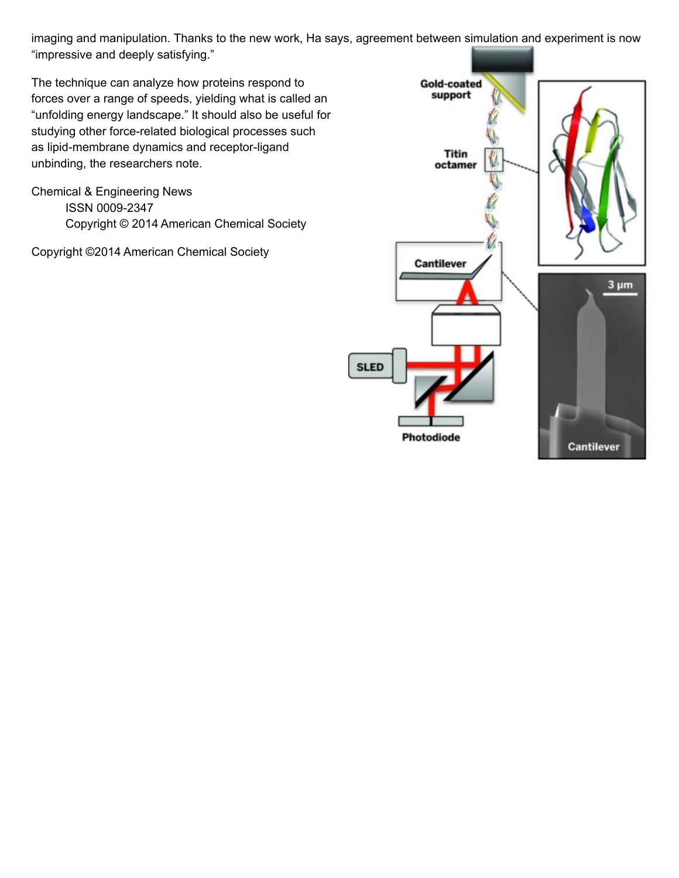imaging and manipulation. Thanks to the new work, Ha says, agreement between simulation and experiment is now "impressive and deeply satisfying."

The technique can analyze how proteins respond to forces over a range of speeds, yielding what is called an "unfolding energy landscape." It should also be useful for studying other force-related biological processes such as lipid-membrane dynamics and receptor-ligand unbinding, the researchers note.

Chemical & Engineering News
ISSN 0009-2347
Copyright © 2014 American Chemical Society

Copyright ©2014 American Chemical Society

Gold-coated support

Titin octamer

Cantilever

SLED

Photodiode

3 μm

Cantilever